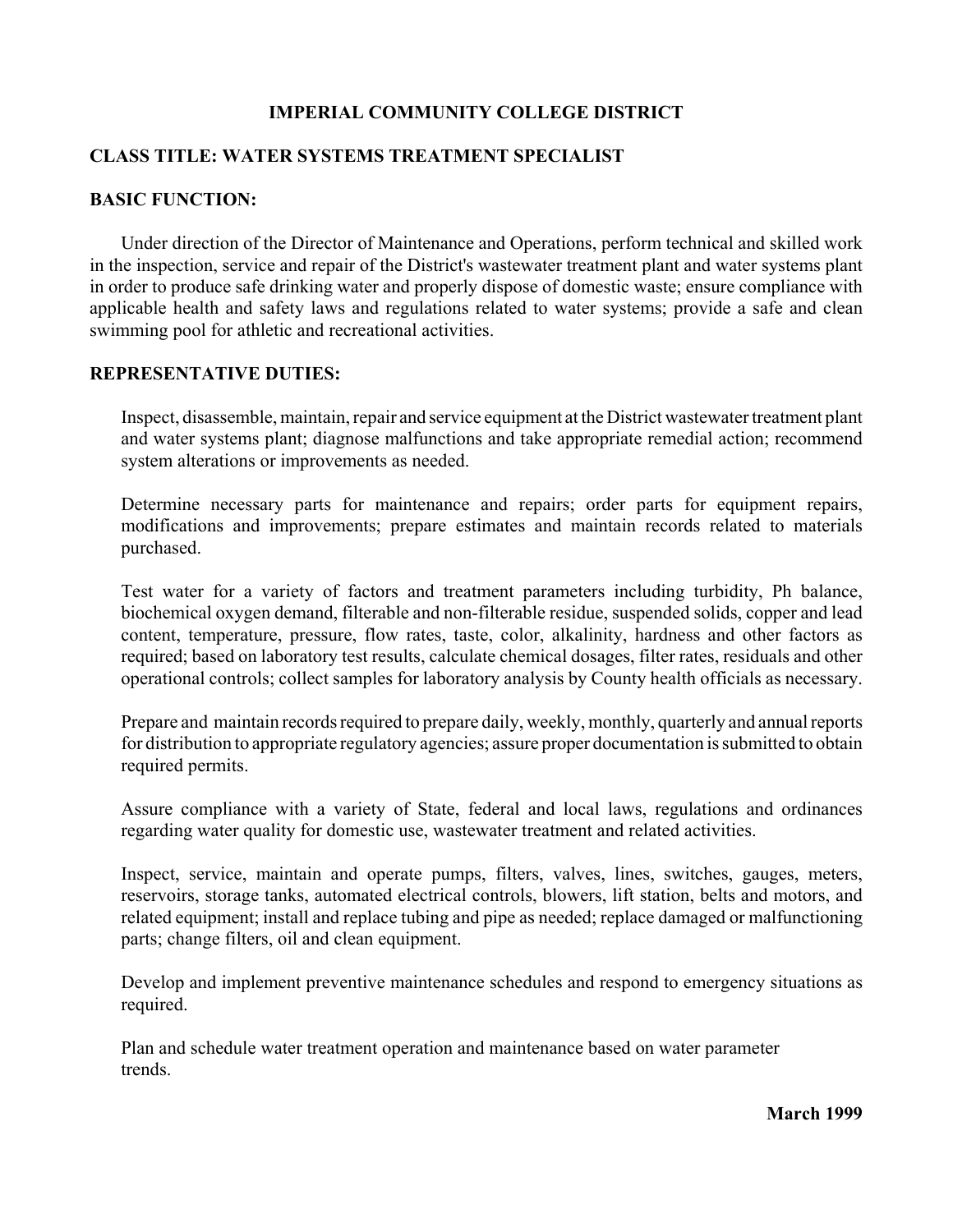# IMPERIAL COMMUNITY COLLEGE DISTRICT

## CLASS TITLE: WATER SYSTEMS TREATMENT SPECIALIST

## BASIC FUNCTION:

Under direction of the Director of Maintenance and Operations, perform technical and skilled work in the inspection, service and repair of the District's wastewater treatment plant and water systems plant in order to produce safe drinking water and properly dispose of domestic waste; ensure compliance with applicable health and safety laws and regulations related to water systems; provide a safe and clean swimming pool for athletic and recreational activities.

## REPRESENTATIVE DUTIES:

Inspect, disassemble, maintain, repair and service equipment at the District wastewater treatment plant and water systems plant; diagnose malfunctions and take appropriate remedial action; recommend system alterations or improvements as needed.

Determine necessary parts for maintenance and repairs; order parts for equipment repairs, modifications and improvements; prepare estimates and maintain records related to materials purchased.

Test water for a variety of factors and treatment parameters including turbidity, Ph balance, biochemical oxygen demand, filterable and non-filterable residue, suspended solids, copper and lead content, temperature, pressure, flow rates, taste, color, alkalinity, hardness and other factors as required; based on laboratory test results, calculate chemical dosages, filter rates, residuals and other operational controls; collect samples for laboratory analysis by County health officials as necessary.

Prepare and maintain records required to prepare daily, weekly, monthly, quarterly and annual reports for distribution to appropriate regulatory agencies; assure proper documentation is submitted to obtain required permits.

Assure compliance with a variety of State, federal and local laws, regulations and ordinances regarding water quality for domestic use, wastewater treatment and related activities.

Inspect, service, maintain and operate pumps, filters, valves, lines, switches, gauges, meters, reservoirs, storage tanks, automated electrical controls, blowers, lift station, belts and motors, and related equipment; install and replace tubing and pipe as needed; replace damaged or malfunctioning parts; change filters, oil and clean equipment.

Develop and implement preventive maintenance schedules and respond to emergency situations as required.

Plan and schedule water treatment operation and maintenance based on water parameter trends.

**March 1999**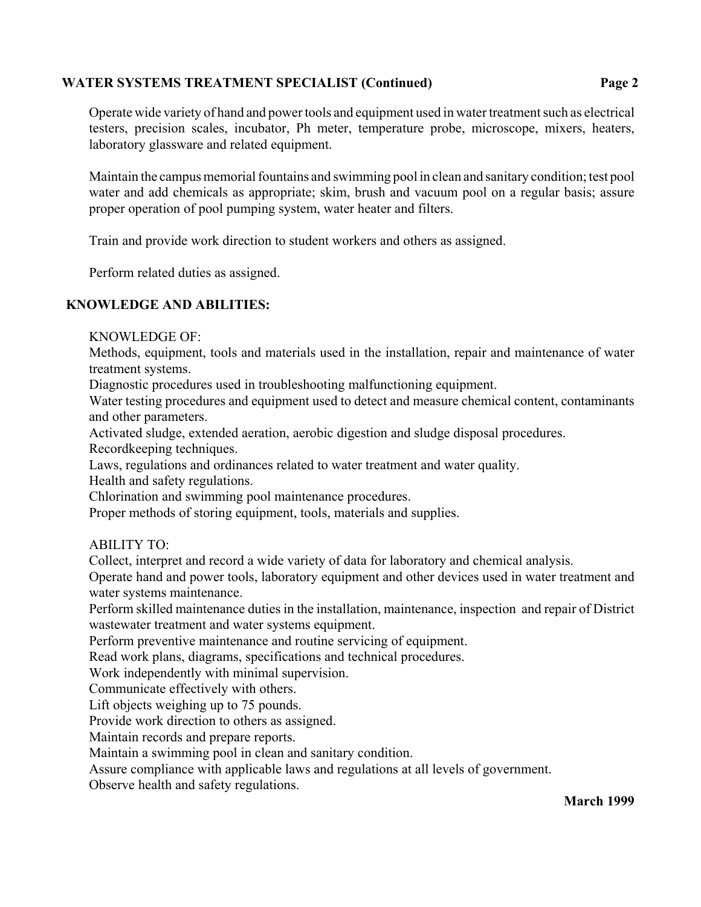Operate wide variety of hand and power tools and equipment used in water treatment such as electrical testers, precision scales, incubator, Ph meter, temperature probe, microscope, mixers, heaters, laboratory glassware and related equipment.

Maintain the campus memorial fountains and swimming pool in clean and sanitary condition; test pool water and add chemicals as appropriate; skim, brush and vacuum pool on a regular basis; assure proper operation of pool pumping system, water heater and filters.

Train and provide work direction to student workers and others as assigned.

Perform related duties as assigned.

## KNOWLEDGE AND ABILITIES:

KNOWLEDGE OF:

Methods, equipment, tools and materials used in the installation, repair and maintenance of water treatment systems.
Diagnostic procedures used in troubleshooting malfunctioning equipment.
Water testing procedures and equipment used to detect and measure chemical content, contaminants and other parameters.
Activated sludge, extended aeration, aerobic digestion and sludge disposal procedures.
Recordkeeping techniques.
Laws, regulations and ordinances related to water treatment and water quality.
Health and safety regulations.
Chlorination and swimming pool maintenance procedures.
Proper methods of storing equipment, tools, materials and supplies.

ABILITY TO:

Collect, interpret and record a wide variety of data for laboratory and chemical analysis.
Operate hand and power tools, laboratory equipment and other devices used in water treatment and water systems maintenance.
Perform skilled maintenance duties in the installation, maintenance, inspection and repair of District wastewater treatment and water systems equipment.
Perform preventive maintenance and routine servicing of equipment.
Read work plans, diagrams, specifications and technical procedures.
Work independently with minimal supervision.
Communicate effectively with others.
Lift objects weighing up to 75 pounds.
Provide work direction to others as assigned.
Maintain records and prepare reports.
Maintain a swimming pool in clean and sanitary condition.
Assure compliance with applicable laws and regulations at all levels of government.
Observe health and safety regulations.

**March 1999**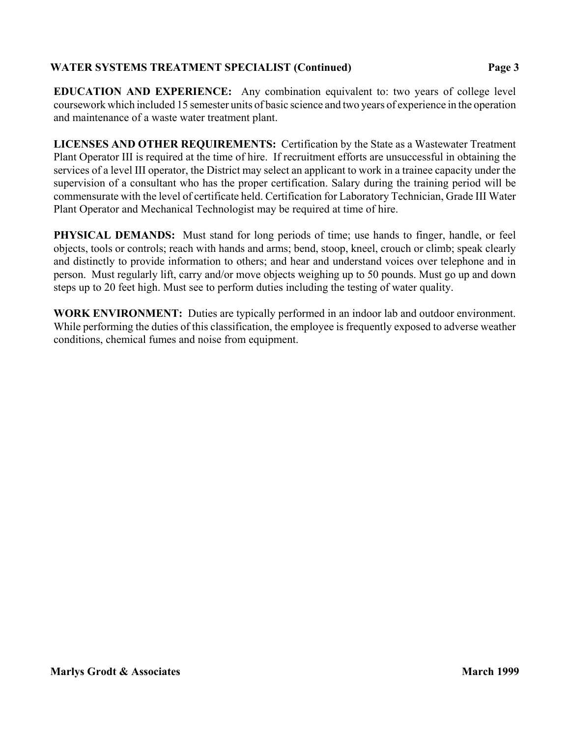**EDUCATION AND EXPERIENCE:** Any combination equivalent to: two years of college level coursework which included 15 semester units of basic science and two years of experience in the operation and maintenance of a waste water treatment plant.

**LICENSES AND OTHER REQUIREMENTS:** Certification by the State as a Wastewater Treatment Plant Operator III is required at the time of hire. If recruitment efforts are unsuccessful in obtaining the services of a level III operator, the District may select an applicant to work in a trainee capacity under the supervision of a consultant who has the proper certification. Salary during the training period will be commensurate with the level of certificate held. Certification for Laboratory Technician, Grade III Water Plant Operator and Mechanical Technologist may be required at time of hire.

**PHYSICAL DEMANDS:** Must stand for long periods of time; use hands to finger, handle, or feel objects, tools or controls; reach with hands and arms; bend, stoop, kneel, crouch or climb; speak clearly and distinctly to provide information to others; and hear and understand voices over telephone and in person. Must regularly lift, carry and/or move objects weighing up to 50 pounds. Must go up and down steps up to 20 feet high. Must see to perform duties including the testing of water quality.

**WORK ENVIRONMENT:** Duties are typically performed in an indoor lab and outdoor environment. While performing the duties of this classification, the employee is frequently exposed to adverse weather conditions, chemical fumes and noise from equipment.